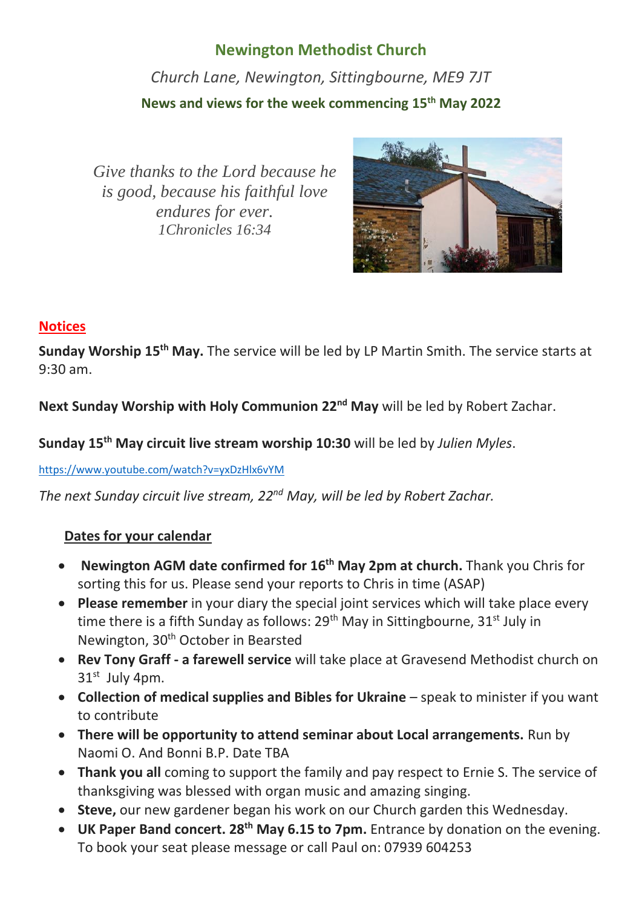# Newington Methodist Church

*Church Lane, Newington, Sittingbourne, ME9 7JT*

**News and views for the week commencing 15th May 2022**

*Give thanks to the Lord because he is good, because his faithful love endures for ever.*
*1Chronicles 16:34*

## Notices

**Sunday Worship 15th May.** The service will be led by LP Martin Smith. The service starts at 9:30 am.

**Next Sunday Worship with Holy Communion 22nd May** will be led by Robert Zachar.

**Sunday 15th May circuit live stream worship 10:30** will be led by *Julien Myles*.

https://www.youtube.com/watch?v=yxDzHlx6vYM

*The next Sunday circuit live stream, 22nd May, will be led by Robert Zachar.*

### Dates for your calendar

- **Newington AGM date confirmed for 16th May 2pm at church.** Thank you Chris for sorting this for us. Please send your reports to Chris in time (ASAP)
- **Please remember** in your diary the special joint services which will take place every time there is a fifth Sunday as follows: 29th May in Sittingbourne, 31st July in Newington, 30th October in Bearsted
- **Rev Tony Graff - a farewell service** will take place at Gravesend Methodist church on 31st July 4pm.
- **Collection of medical supplies and Bibles for Ukraine** – speak to minister if you want to contribute
- **There will be opportunity to attend seminar about Local arrangements.** Run by Naomi O. And Bonni B.P. Date TBA
- **Thank you all** coming to support the family and pay respect to Ernie S. The service of thanksgiving was blessed with organ music and amazing singing.
- **Steve,** our new gardener began his work on our Church garden this Wednesday.
- **UK Paper Band concert. 28th May 6.15 to 7pm.** Entrance by donation on the evening. To book your seat please message or call Paul on: 07939 604253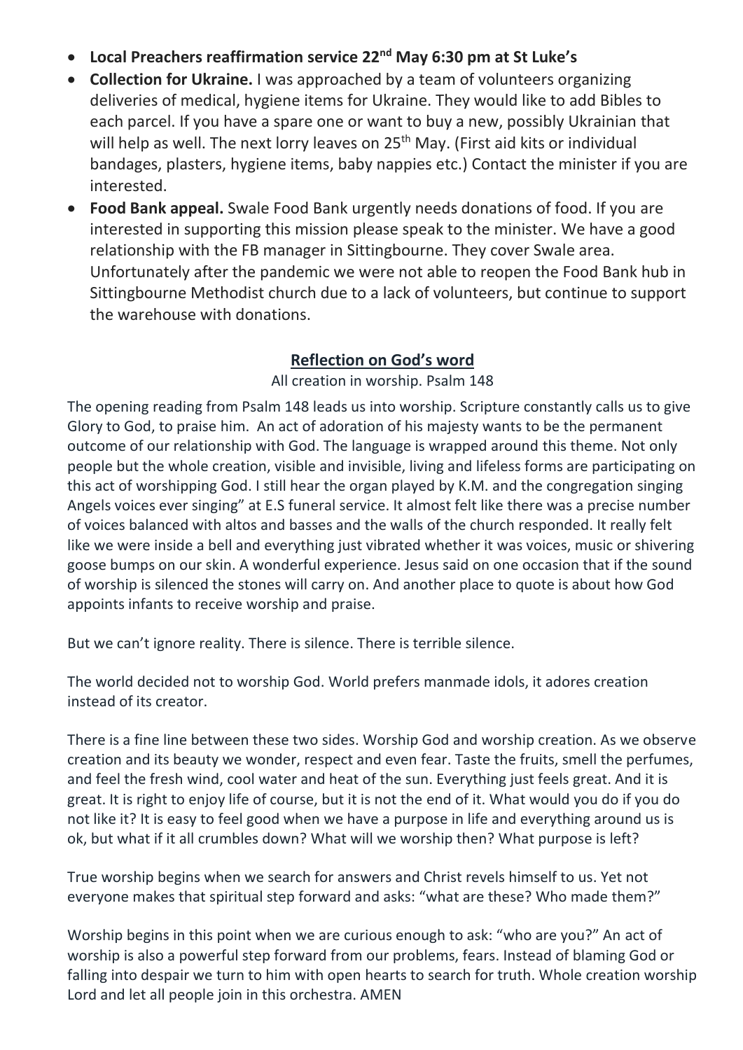- **Local Preachers reaffirmation service 22nd May 6:30 pm at St Luke's**
- **Collection for Ukraine.** I was approached by a team of volunteers organizing deliveries of medical, hygiene items for Ukraine. They would like to add Bibles to each parcel. If you have a spare one or want to buy a new, possibly Ukrainian that will help as well. The next lorry leaves on 25th May. (First aid kits or individual bandages, plasters, hygiene items, baby nappies etc.) Contact the minister if you are interested.
- **Food Bank appeal.** Swale Food Bank urgently needs donations of food. If you are interested in supporting this mission please speak to the minister. We have a good relationship with the FB manager in Sittingbourne. They cover Swale area. Unfortunately after the pandemic we were not able to reopen the Food Bank hub in Sittingbourne Methodist church due to a lack of volunteers, but continue to support the warehouse with donations.

## Reflection on God's word

All creation in worship. Psalm 148

The opening reading from Psalm 148 leads us into worship. Scripture constantly calls us to give Glory to God, to praise him. An act of adoration of his majesty wants to be the permanent outcome of our relationship with God. The language is wrapped around this theme. Not only people but the whole creation, visible and invisible, living and lifeless forms are participating on this act of worshipping God. I still hear the organ played by K.M. and the congregation singing Angels voices ever singing" at E.S funeral service. It almost felt like there was a precise number of voices balanced with altos and basses and the walls of the church responded. It really felt like we were inside a bell and everything just vibrated whether it was voices, music or shivering goose bumps on our skin. A wonderful experience. Jesus said on one occasion that if the sound of worship is silenced the stones will carry on. And another place to quote is about how God appoints infants to receive worship and praise.

But we can't ignore reality. There is silence. There is terrible silence.

The world decided not to worship God. World prefers manmade idols, it adores creation instead of its creator.

There is a fine line between these two sides. Worship God and worship creation. As we observe creation and its beauty we wonder, respect and even fear. Taste the fruits, smell the perfumes, and feel the fresh wind, cool water and heat of the sun. Everything just feels great. And it is great. It is right to enjoy life of course, but it is not the end of it. What would you do if you do not like it? It is easy to feel good when we have a purpose in life and everything around us is ok, but what if it all crumbles down? What will we worship then? What purpose is left?

True worship begins when we search for answers and Christ revels himself to us. Yet not everyone makes that spiritual step forward and asks: "what are these? Who made them?"

Worship begins in this point when we are curious enough to ask: "who are you?" An act of worship is also a powerful step forward from our problems, fears. Instead of blaming God or falling into despair we turn to him with open hearts to search for truth. Whole creation worship Lord and let all people join in this orchestra. AMEN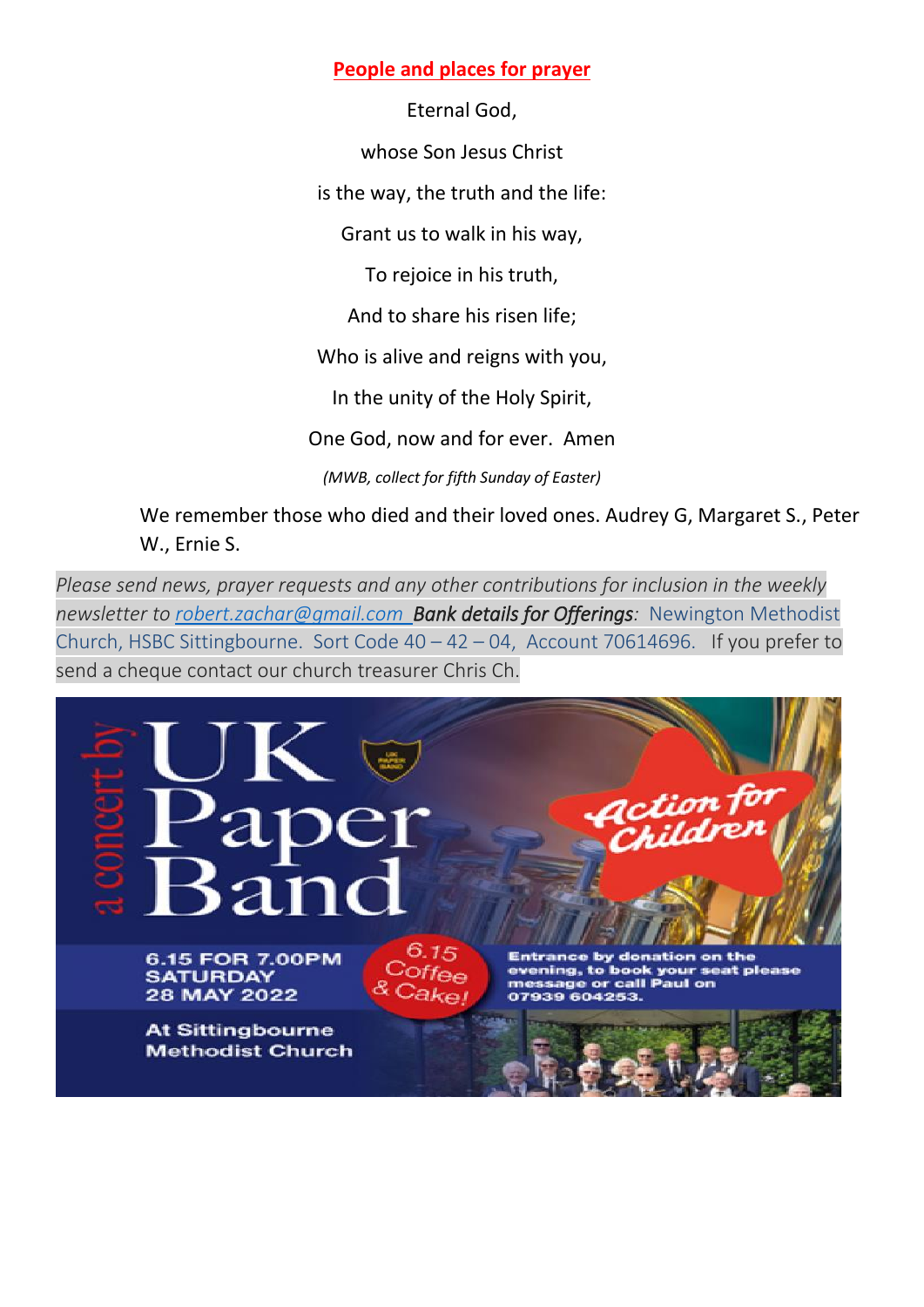## People and places for prayer

Eternal God,

whose Son Jesus Christ

is the way, the truth and the life:

Grant us to walk in his way,

To rejoice in his truth,

And to share his risen life;

Who is alive and reigns with you,

In the unity of the Holy Spirit,

One God, now and for ever. Amen

*(MWB, collect for fifth Sunday of Easter)*

We remember those who died and their loved ones. Audrey G, Margaret S., Peter W., Ernie S.

*Please send news, prayer requests and any other contributions for inclusion in the weekly newsletter to* robert.zachar@gmail.com ***Bank details for Offerings****:* Newington Methodist Church, HSBC Sittingbourne. Sort Code 40 – 42 – 04, Account 70614696. If you prefer to send a cheque contact our church treasurer Chris Ch.

a concert by

UK Paper Band

Action for Children

6.15 FOR 7.00PM
SATURDAY
28 MAY 2022

6.15 Coffee & Cake!

Entrance by donation on the evening, to book your seat please message or call Paul on 07939 604253.

At Sittingbourne Methodist Church